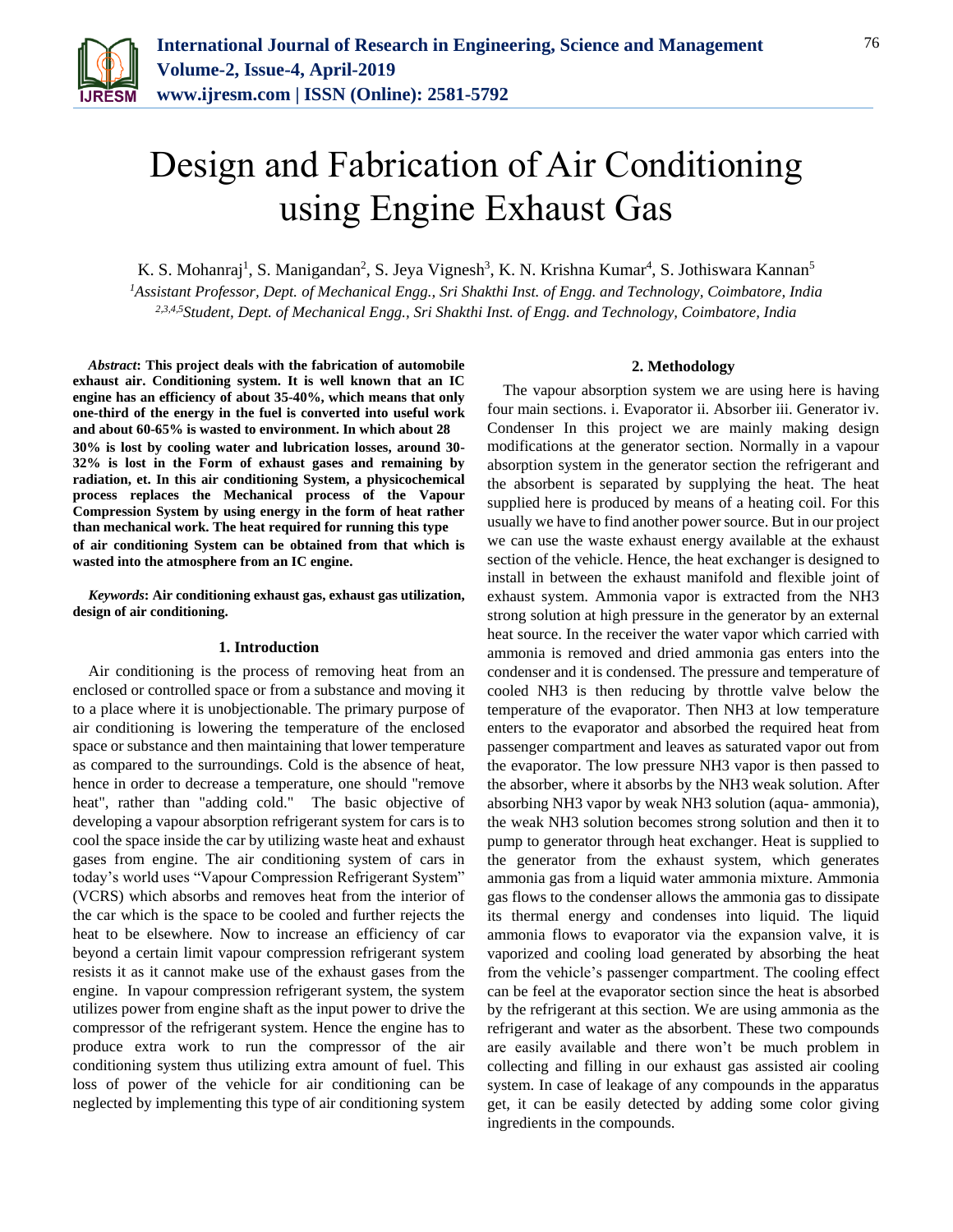# Design and Fabrication of Air Conditioning using Engine Exhaust Gas

K. S. Mohanraj[1], S. Manigandan[2], S. Jeya Vignesh[3], K. N. Krishna Kumar[4], S. Jothiswara Kannan[5]

[1]*Assistant Professor, Dept. of Mechanical Engg., Sri Shakthi Inst. of Engg. and Technology, Coimbatore, India*
[2,3,4,5]*Student, Dept. of Mechanical Engg., Sri Shakthi Inst. of Engg. and Technology, Coimbatore, India*

***Abstract*: This project deals with the fabrication of automobile exhaust air. Conditioning system. It is well known that an IC engine has an efficiency of about 35-40%, which means that only one-third of the energy in the fuel is converted into useful work and about 60-65% is wasted to environment. In which about 28 30% is lost by cooling water and lubrication losses, around 30-32% is lost in the Form of exhaust gases and remaining by radiation, et. In this air conditioning System, a physicochemical process replaces the Mechanical process of the Vapour Compression System by using energy in the form of heat rather than mechanical work. The heat required for running this type of air conditioning System can be obtained from that which is wasted into the atmosphere from an IC engine.**

***Keywords*: Air conditioning exhaust gas, exhaust gas utilization, design of air conditioning.**

## 1. Introduction

Air conditioning is the process of removing heat from an enclosed or controlled space or from a substance and moving it to a place where it is unobjectionable. The primary purpose of air conditioning is lowering the temperature of the enclosed space or substance and then maintaining that lower temperature as compared to the surroundings. Cold is the absence of heat, hence in order to decrease a temperature, one should "remove heat", rather than "adding cold." The basic objective of developing a vapour absorption refrigerant system for cars is to cool the space inside the car by utilizing waste heat and exhaust gases from engine. The air conditioning system of cars in today's world uses "Vapour Compression Refrigerant System" (VCRS) which absorbs and removes heat from the interior of the car which is the space to be cooled and further rejects the heat to be elsewhere. Now to increase an efficiency of car beyond a certain limit vapour compression refrigerant system resists it as it cannot make use of the exhaust gases from the engine. In vapour compression refrigerant system, the system utilizes power from engine shaft as the input power to drive the compressor of the refrigerant system. Hence the engine has to produce extra work to run the compressor of the air conditioning system thus utilizing extra amount of fuel. This loss of power of the vehicle for air conditioning can be neglected by implementing this type of air conditioning system

## 2. Methodology

The vapour absorption system we are using here is having four main sections. i. Evaporator ii. Absorber iii. Generator iv. Condenser In this project we are mainly making design modifications at the generator section. Normally in a vapour absorption system in the generator section the refrigerant and the absorbent is separated by supplying the heat. The heat supplied here is produced by means of a heating coil. For this usually we have to find another power source. But in our project we can use the waste exhaust energy available at the exhaust section of the vehicle. Hence, the heat exchanger is designed to install in between the exhaust manifold and flexible joint of exhaust system. Ammonia vapor is extracted from the NH3 strong solution at high pressure in the generator by an external heat source. In the receiver the water vapor which carried with ammonia is removed and dried ammonia gas enters into the condenser and it is condensed. The pressure and temperature of cooled NH3 is then reducing by throttle valve below the temperature of the evaporator. Then NH3 at low temperature enters to the evaporator and absorbed the required heat from passenger compartment and leaves as saturated vapor out from the evaporator. The low pressure NH3 vapor is then passed to the absorber, where it absorbs by the NH3 weak solution. After absorbing NH3 vapor by weak NH3 solution (aqua- ammonia), the weak NH3 solution becomes strong solution and then it to pump to generator through heat exchanger. Heat is supplied to the generator from the exhaust system, which generates ammonia gas from a liquid water ammonia mixture. Ammonia gas flows to the condenser allows the ammonia gas to dissipate its thermal energy and condenses into liquid. The liquid ammonia flows to evaporator via the expansion valve, it is vaporized and cooling load generated by absorbing the heat from the vehicle's passenger compartment. The cooling effect can be feel at the evaporator section since the heat is absorbed by the refrigerant at this section. We are using ammonia as the refrigerant and water as the absorbent. These two compounds are easily available and there won't be much problem in collecting and filling in our exhaust gas assisted air cooling system. In case of leakage of any compounds in the apparatus get, it can be easily detected by adding some color giving ingredients in the compounds.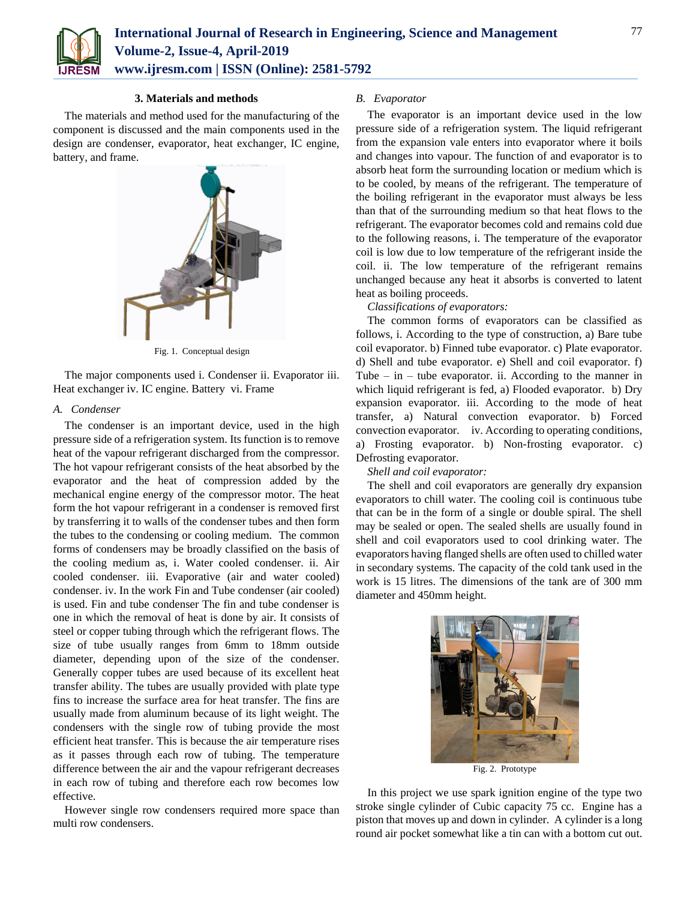### 3. Materials and methods

The materials and method used for the manufacturing of the component is discussed and the main components used in the design are condenser, evaporator, heat exchanger, IC engine, battery, and frame.

Fig. 1. Conceptual design

The major components used i. Condenser ii. Evaporator iii. Heat exchanger iv. IC engine. Battery vi. Frame

*A. Condenser*

The condenser is an important device, used in the high pressure side of a refrigeration system. Its function is to remove heat of the vapour refrigerant discharged from the compressor. The hot vapour refrigerant consists of the heat absorbed by the evaporator and the heat of compression added by the mechanical engine energy of the compressor motor. The heat form the hot vapour refrigerant in a condenser is removed first by transferring it to walls of the condenser tubes and then form the tubes to the condensing or cooling medium. The common forms of condensers may be broadly classified on the basis of the cooling medium as, i. Water cooled condenser. ii. Air cooled condenser. iii. Evaporative (air and water cooled) condenser. iv. In the work Fin and Tube condenser (air cooled) is used. Fin and tube condenser The fin and tube condenser is one in which the removal of heat is done by air. It consists of steel or copper tubing through which the refrigerant flows. The size of tube usually ranges from 6mm to 18mm outside diameter, depending upon of the size of the condenser. Generally copper tubes are used because of its excellent heat transfer ability. The tubes are usually provided with plate type fins to increase the surface area for heat transfer. The fins are usually made from aluminum because of its light weight. The condensers with the single row of tubing provide the most efficient heat transfer. This is because the air temperature rises as it passes through each row of tubing. The temperature difference between the air and the vapour refrigerant decreases in each row of tubing and therefore each row becomes low effective.

However single row condensers required more space than multi row condensers.

*B. Evaporator*

The evaporator is an important device used in the low pressure side of a refrigeration system. The liquid refrigerant from the expansion vale enters into evaporator where it boils and changes into vapour. The function of and evaporator is to absorb heat form the surrounding location or medium which is to be cooled, by means of the refrigerant. The temperature of the boiling refrigerant in the evaporator must always be less than that of the surrounding medium so that heat flows to the refrigerant. The evaporator becomes cold and remains cold due to the following reasons, i. The temperature of the evaporator coil is low due to low temperature of the refrigerant inside the coil. ii. The low temperature of the refrigerant remains unchanged because any heat it absorbs is converted to latent heat as boiling proceeds.

*Classifications of evaporators:*

The common forms of evaporators can be classified as follows, i. According to the type of construction, a) Bare tube coil evaporator. b) Finned tube evaporator. c) Plate evaporator. d) Shell and tube evaporator. e) Shell and coil evaporator. f) Tube – in – tube evaporator. ii. According to the manner in which liquid refrigerant is fed, a) Flooded evaporator. b) Dry expansion evaporator. iii. According to the mode of heat transfer, a) Natural convection evaporator. b) Forced convection evaporator. iv. According to operating conditions, a) Frosting evaporator. b) Non-frosting evaporator. c) Defrosting evaporator.

*Shell and coil evaporator:*

The shell and coil evaporators are generally dry expansion evaporators to chill water. The cooling coil is continuous tube that can be in the form of a single or double spiral. The shell may be sealed or open. The sealed shells are usually found in shell and coil evaporators used to cool drinking water. The evaporators having flanged shells are often used to chilled water in secondary systems. The capacity of the cold tank used in the work is 15 litres. The dimensions of the tank are of 300 mm diameter and 450mm height.

Fig. 2. Prototype

In this project we use spark ignition engine of the type two stroke single cylinder of Cubic capacity 75 cc. Engine has a piston that moves up and down in cylinder. A cylinder is a long round air pocket somewhat like a tin can with a bottom cut out.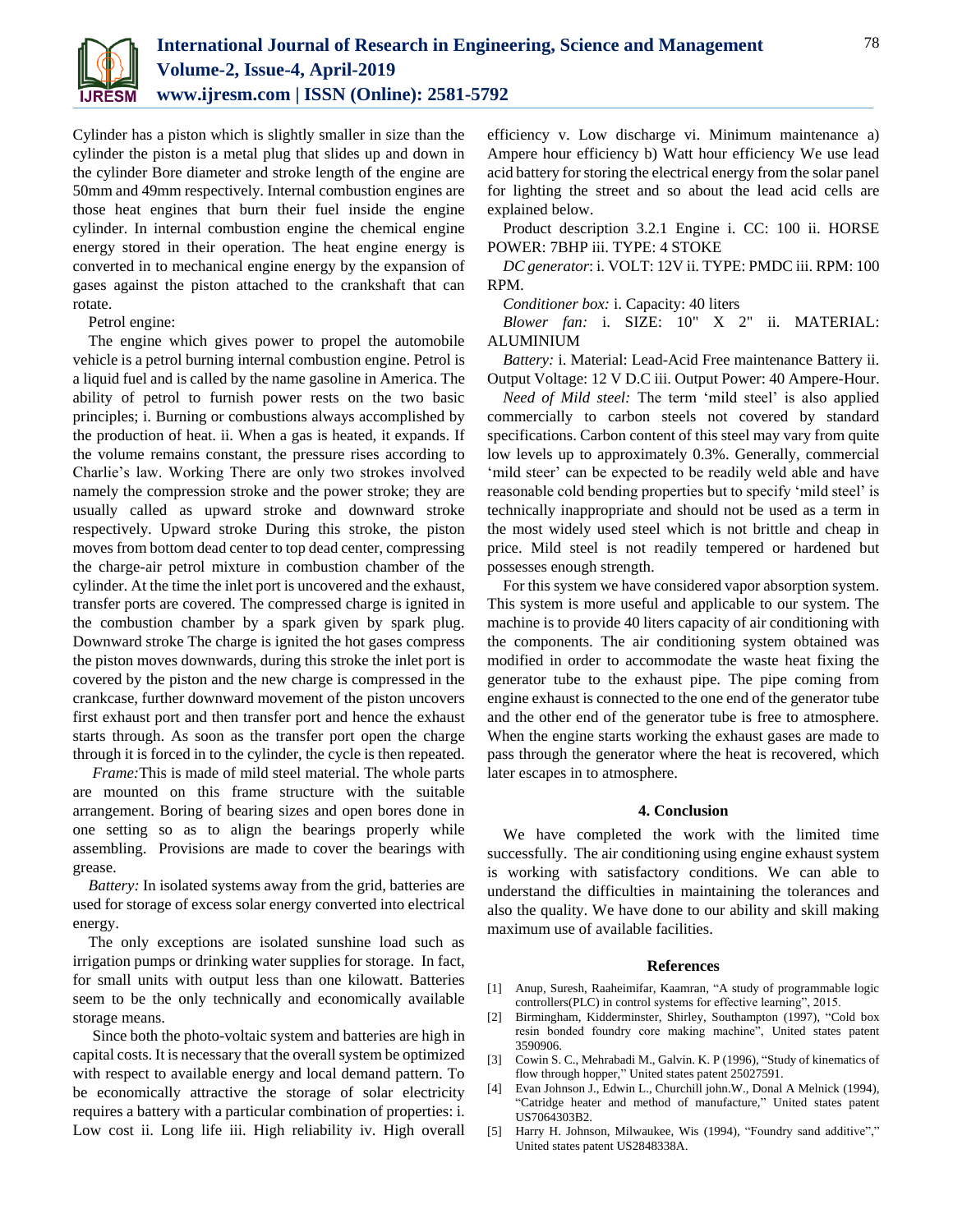Cylinder has a piston which is slightly smaller in size than the cylinder the piston is a metal plug that slides up and down in the cylinder Bore diameter and stroke length of the engine are 50mm and 49mm respectively. Internal combustion engines are those heat engines that burn their fuel inside the engine cylinder. In internal combustion engine the chemical engine energy stored in their operation. The heat engine energy is converted in to mechanical engine energy by the expansion of gases against the piston attached to the crankshaft that can rotate.

Petrol engine:

The engine which gives power to propel the automobile vehicle is a petrol burning internal combustion engine. Petrol is a liquid fuel and is called by the name gasoline in America. The ability of petrol to furnish power rests on the two basic principles; i. Burning or combustions always accomplished by the production of heat. ii. When a gas is heated, it expands. If the volume remains constant, the pressure rises according to Charlie's law. Working There are only two strokes involved namely the compression stroke and the power stroke; they are usually called as upward stroke and downward stroke respectively. Upward stroke During this stroke, the piston moves from bottom dead center to top dead center, compressing the charge-air petrol mixture in combustion chamber of the cylinder. At the time the inlet port is uncovered and the exhaust, transfer ports are covered. The compressed charge is ignited in the combustion chamber by a spark given by spark plug. Downward stroke The charge is ignited the hot gases compress the piston moves downwards, during this stroke the inlet port is covered by the piston and the new charge is compressed in the crankcase, further downward movement of the piston uncovers first exhaust port and then transfer port and hence the exhaust starts through. As soon as the transfer port open the charge through it is forced in to the cylinder, the cycle is then repeated.

*Frame:* This is made of mild steel material. The whole parts are mounted on this frame structure with the suitable arrangement. Boring of bearing sizes and open bores done in one setting so as to align the bearings properly while assembling. Provisions are made to cover the bearings with grease.

*Battery:* In isolated systems away from the grid, batteries are used for storage of excess solar energy converted into electrical energy.

The only exceptions are isolated sunshine load such as irrigation pumps or drinking water supplies for storage. In fact, for small units with output less than one kilowatt. Batteries seem to be the only technically and economically available storage means.

Since both the photo-voltaic system and batteries are high in capital costs. It is necessary that the overall system be optimized with respect to available energy and local demand pattern. To be economically attractive the storage of solar electricity requires a battery with a particular combination of properties: i. Low cost ii. Long life iii. High reliability iv. High overall efficiency v. Low discharge vi. Minimum maintenance a) Ampere hour efficiency b) Watt hour efficiency We use lead acid battery for storing the electrical energy from the solar panel for lighting the street and so about the lead acid cells are explained below.

Product description 3.2.1 Engine i. CC: 100 ii. HORSE POWER: 7BHP iii. TYPE: 4 STOKE

*DC generator*: i. VOLT: 12V ii. TYPE: PMDC iii. RPM: 100 RPM.

*Conditioner box:* i. Capacity: 40 liters

*Blower fan:* i. SIZE: 10" X 2" ii. MATERIAL: ALUMINIUM

*Battery:* i. Material: Lead-Acid Free maintenance Battery ii. Output Voltage: 12 V D.C iii. Output Power: 40 Ampere-Hour.

*Need of Mild steel:* The term 'mild steel' is also applied commercially to carbon steels not covered by standard specifications. Carbon content of this steel may vary from quite low levels up to approximately 0.3%. Generally, commercial 'mild steer' can be expected to be readily weld able and have reasonable cold bending properties but to specify 'mild steel' is technically inappropriate and should not be used as a term in the most widely used steel which is not brittle and cheap in price. Mild steel is not readily tempered or hardened but possesses enough strength.

For this system we have considered vapor absorption system. This system is more useful and applicable to our system. The machine is to provide 40 liters capacity of air conditioning with the components. The air conditioning system obtained was modified in order to accommodate the waste heat fixing the generator tube to the exhaust pipe. The pipe coming from engine exhaust is connected to the one end of the generator tube and the other end of the generator tube is free to atmosphere. When the engine starts working the exhaust gases are made to pass through the generator where the heat is recovered, which later escapes in to atmosphere.

## 4. Conclusion

We have completed the work with the limited time successfully. The air conditioning using engine exhaust system is working with satisfactory conditions. We can able to understand the difficulties in maintaining the tolerances and also the quality. We have done to our ability and skill making maximum use of available facilities.

## References

[1] Anup, Suresh, Raaheimifar, Kaamran, "A study of programmable logic controllers(PLC) in control systems for effective learning", 2015.

[2] Birmingham, Kidderminster, Shirley, Southampton (1997), "Cold box resin bonded foundry core making machine", United states patent 3590906.

[3] Cowin S. C., Mehrabadi M., Galvin. K. P (1996), "Study of kinematics of flow through hopper," United states patent 25027591.

[4] Evan Johnson J., Edwin L., Churchill john.W., Donal A Melnick (1994), "Catridge heater and method of manufacture," United states patent US7064303B2.

[5] Harry H. Johnson, Milwaukee, Wis (1994), "Foundry sand additive"," United states patent US2848338A.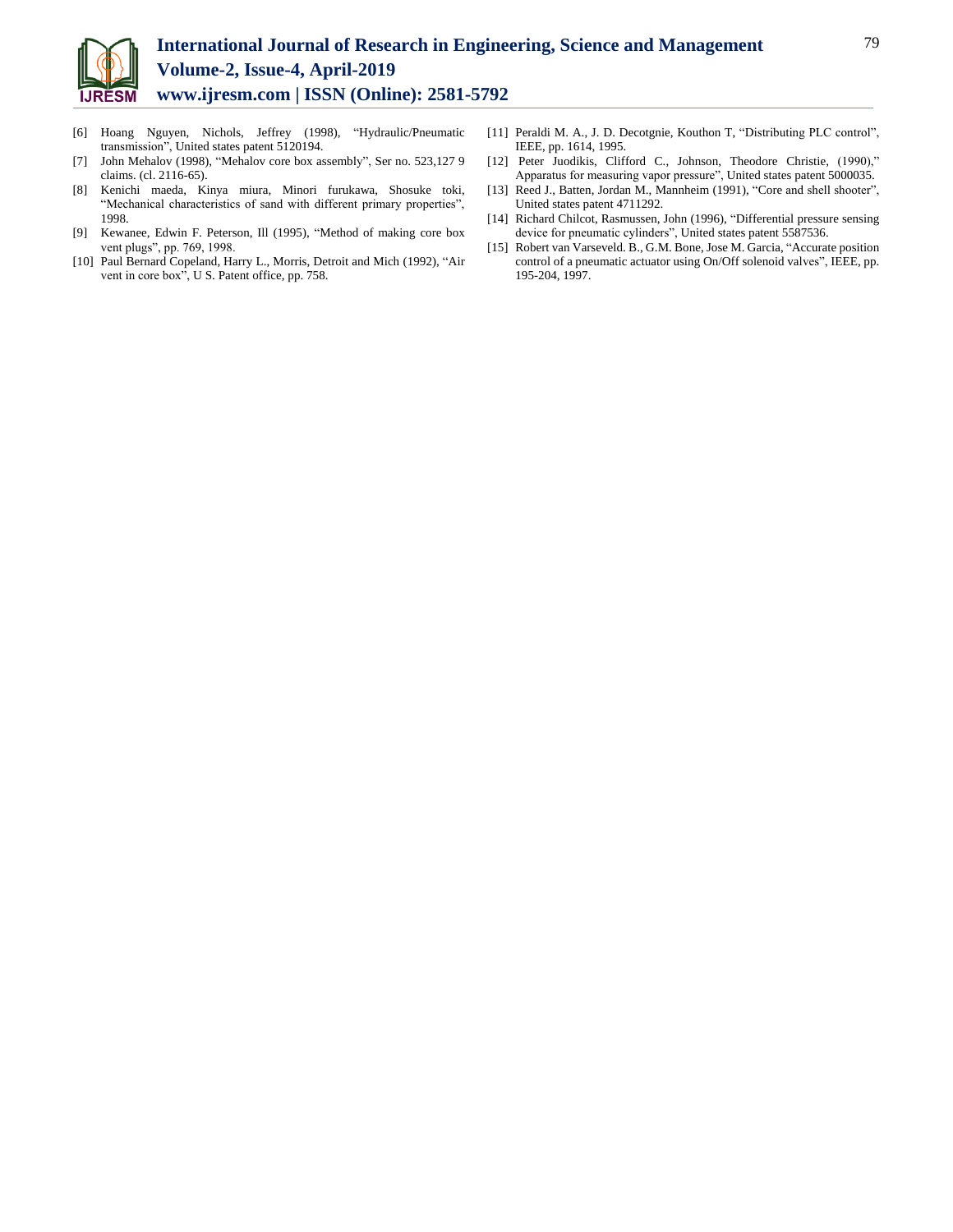[6] Hoang Nguyen, Nichols, Jeffrey (1998), “Hydraulic/Pneumatic transmission”, United states patent 5120194.

[7] John Mehalov (1998), “Mehalov core box assembly”, Ser no. 523,127 9 claims. (cl. 2116-65).

[8] Kenichi maeda, Kinya miura, Minori furukawa, Shosuke toki, “Mechanical characteristics of sand with different primary properties”, 1998.

[9] Kewanee, Edwin F. Peterson, Ill (1995), “Method of making core box vent plugs”, pp. 769, 1998.

[10] Paul Bernard Copeland, Harry L., Morris, Detroit and Mich (1992), “Air vent in core box”, U S. Patent office, pp. 758.

[11] Peraldi M. A., J. D. Decotgnie, Kouthon T, “Distributing PLC control”, IEEE, pp. 1614, 1995.

[12] Peter Juodikis, Clifford C., Johnson, Theodore Christie, (1990),” Apparatus for measuring vapor pressure”, United states patent 5000035.

[13] Reed J., Batten, Jordan M., Mannheim (1991), “Core and shell shooter”, United states patent 4711292.

[14] Richard Chilcot, Rasmussen, John (1996), “Differential pressure sensing device for pneumatic cylinders”, United states patent 5587536.

[15] Robert van Varseveld. B., G.M. Bone, Jose M. Garcia, “Accurate position control of a pneumatic actuator using On/Off solenoid valves”, IEEE, pp. 195-204, 1997.